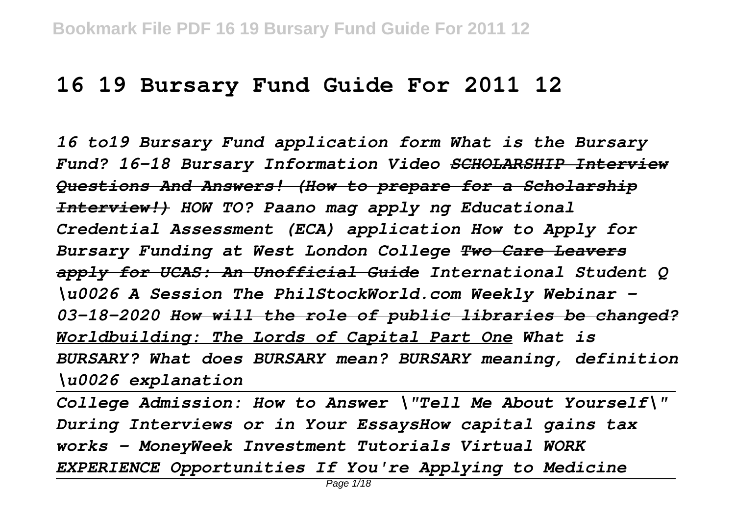# 16 19 Bursary Fund Guide For 2011 12

*16 to19 Bursary Fund application form What is the Bursary Fund? 16-18 Bursary Information Video ~~SCHOLARSHIP Interview Questions And Answers! (How to prepare for a Scholarship Interview!)~~ HOW TO? Paano mag apply ng Educational Credential Assessment (ECA) application How to Apply for Bursary Funding at West London College ~~Two Care Leavers apply for UCAS: An Unofficial Guide~~ International Student Q \u0026 A Session The PhilStockWorld.com Weekly Webinar - 03-18-2020 ~~How will the role of public libraries be changed?~~ Worldbuilding: The Lords of Capital Part One What is BURSARY? What does BURSARY mean? BURSARY meaning, definition \u0026 explanation*

---

*College Admission: How to Answer \"Tell Me About Yourself\" During Interviews or in Your EssaysHow capital gains tax works - MoneyWeek Investment Tutorials Virtual WORK EXPERIENCE Opportunities If You're Applying to Medicine*

---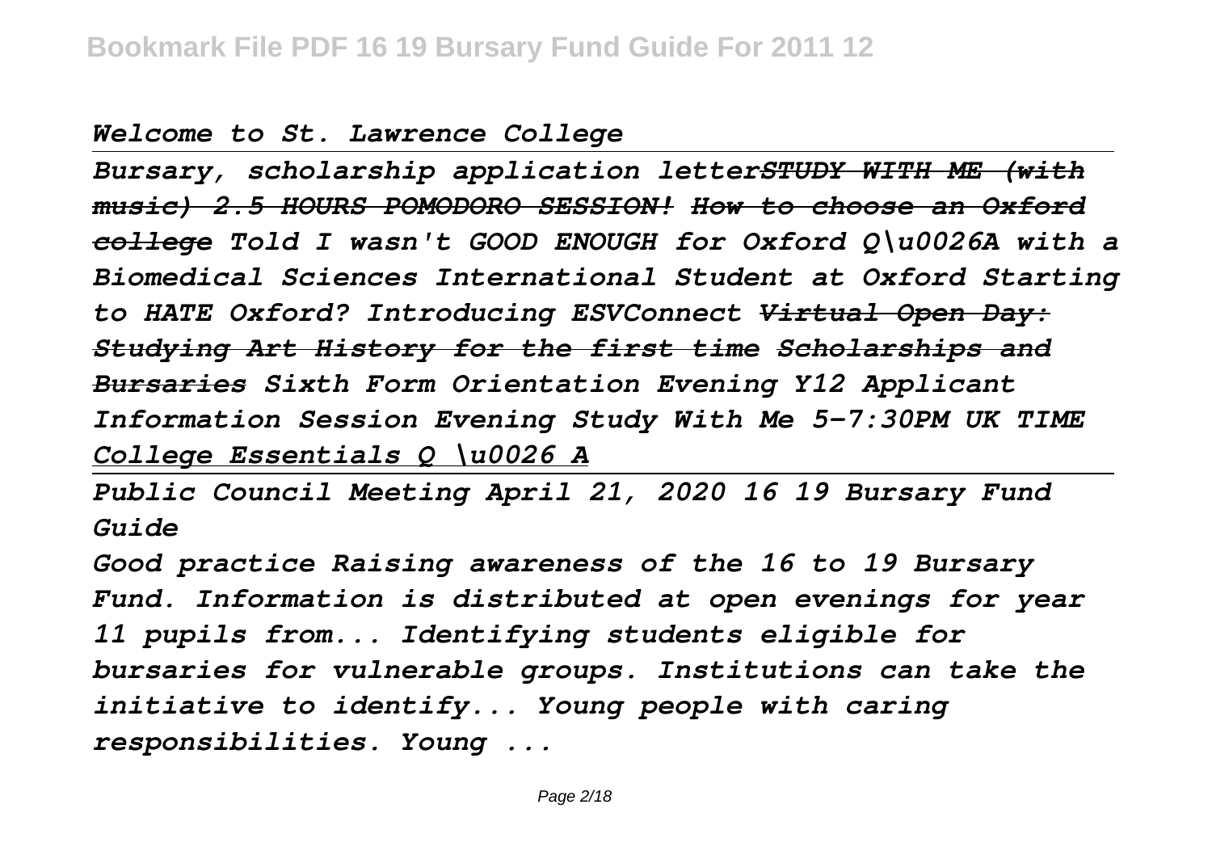*Welcome to St. Lawrence College*

---

*Bursary, scholarship application letter~~STUDY WITH ME (with music) 2.5 HOURS POMODORO SESSION!~~ ~~How to choose an Oxford college~~ Told I wasn't GOOD ENOUGH for Oxford Q\u0026A with a Biomedical Sciences International Student at Oxford Starting to HATE Oxford? Introducing ESVConnect ~~Virtual Open Day: Studying Art History for the first time~~ ~~Scholarships and Bursaries~~ Sixth Form Orientation Evening Y12 Applicant Information Session Evening Study With Me 5-7:30PM UK TIME College Essentials Q \u0026 A*

---

*Public Council Meeting April 21, 2020 16 19 Bursary Fund Guide*

*Good practice Raising awareness of the 16 to 19 Bursary Fund. Information is distributed at open evenings for year 11 pupils from... Identifying students eligible for bursaries for vulnerable groups. Institutions can take the initiative to identify... Young people with caring responsibilities. Young ...*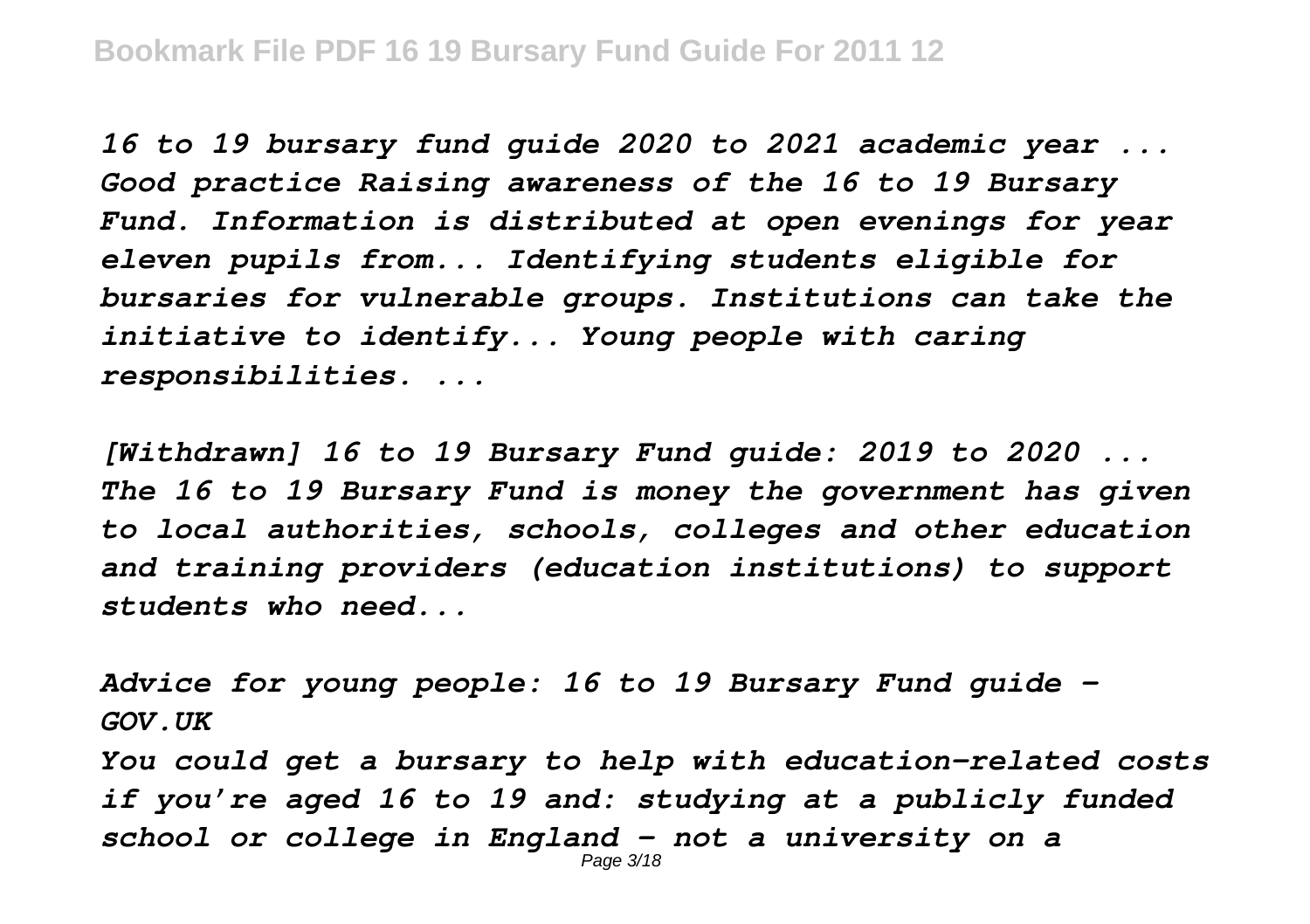*16 to 19 bursary fund guide 2020 to 2021 academic year ... Good practice Raising awareness of the 16 to 19 Bursary Fund. Information is distributed at open evenings for year eleven pupils from... Identifying students eligible for bursaries for vulnerable groups. Institutions can take the initiative to identify... Young people with caring responsibilities. ...*

*[Withdrawn] 16 to 19 Bursary Fund guide: 2019 to 2020 ... The 16 to 19 Bursary Fund is money the government has given to local authorities, schools, colleges and other education and training providers (education institutions) to support students who need...*

*Advice for young people: 16 to 19 Bursary Fund guide - GOV.UK*

*You could get a bursary to help with education-related costs if you're aged 16 to 19 and: studying at a publicly funded school or college in England - not a university on a*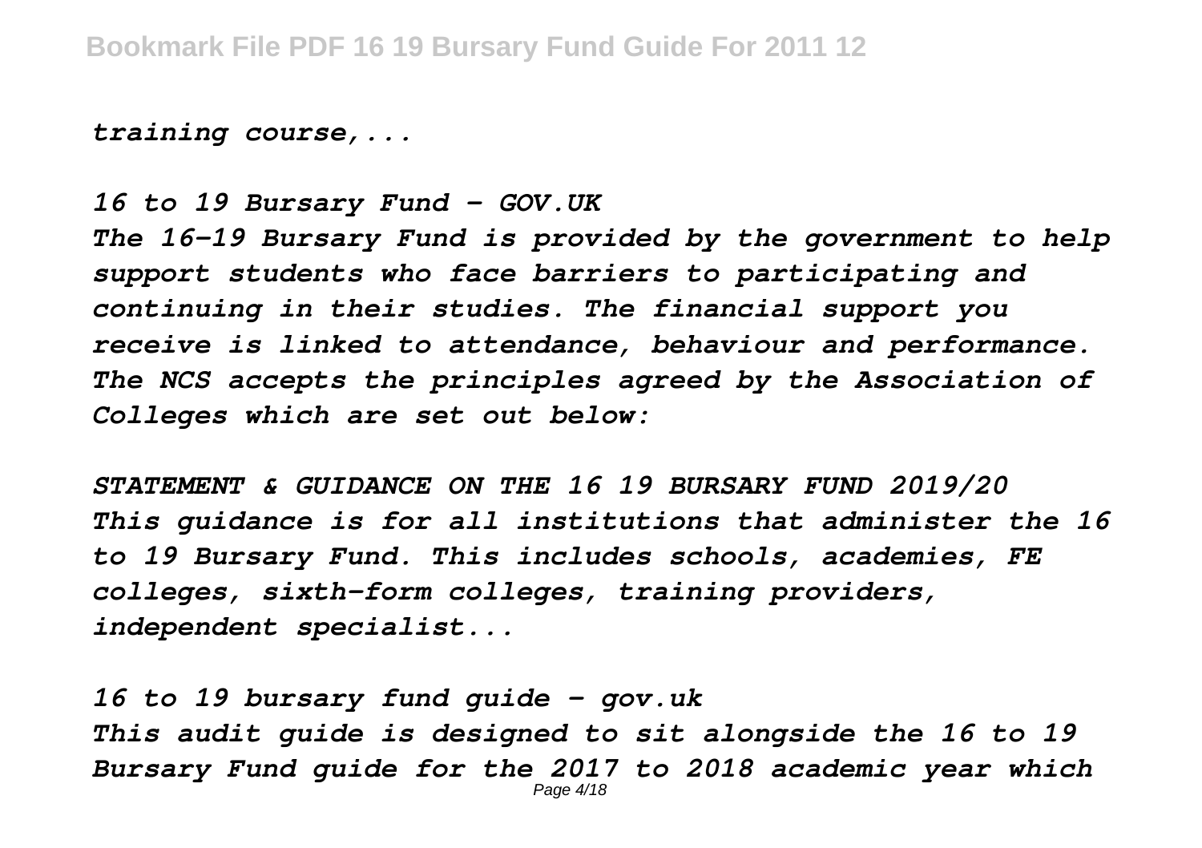*training course,...*

*16 to 19 Bursary Fund - GOV.UK*
*The 16-19 Bursary Fund is provided by the government to help support students who face barriers to participating and continuing in their studies. The financial support you receive is linked to attendance, behaviour and performance. The NCS accepts the principles agreed by the Association of Colleges which are set out below:*

*STATEMENT & GUIDANCE ON THE 16 19 BURSARY FUND 2019/20*
*This guidance is for all institutions that administer the 16 to 19 Bursary Fund. This includes schools, academies, FE colleges, sixth-form colleges, training providers, independent specialist...*

*16 to 19 bursary fund guide - gov.uk*
*This audit guide is designed to sit alongside the 16 to 19 Bursary Fund guide for the 2017 to 2018 academic year which*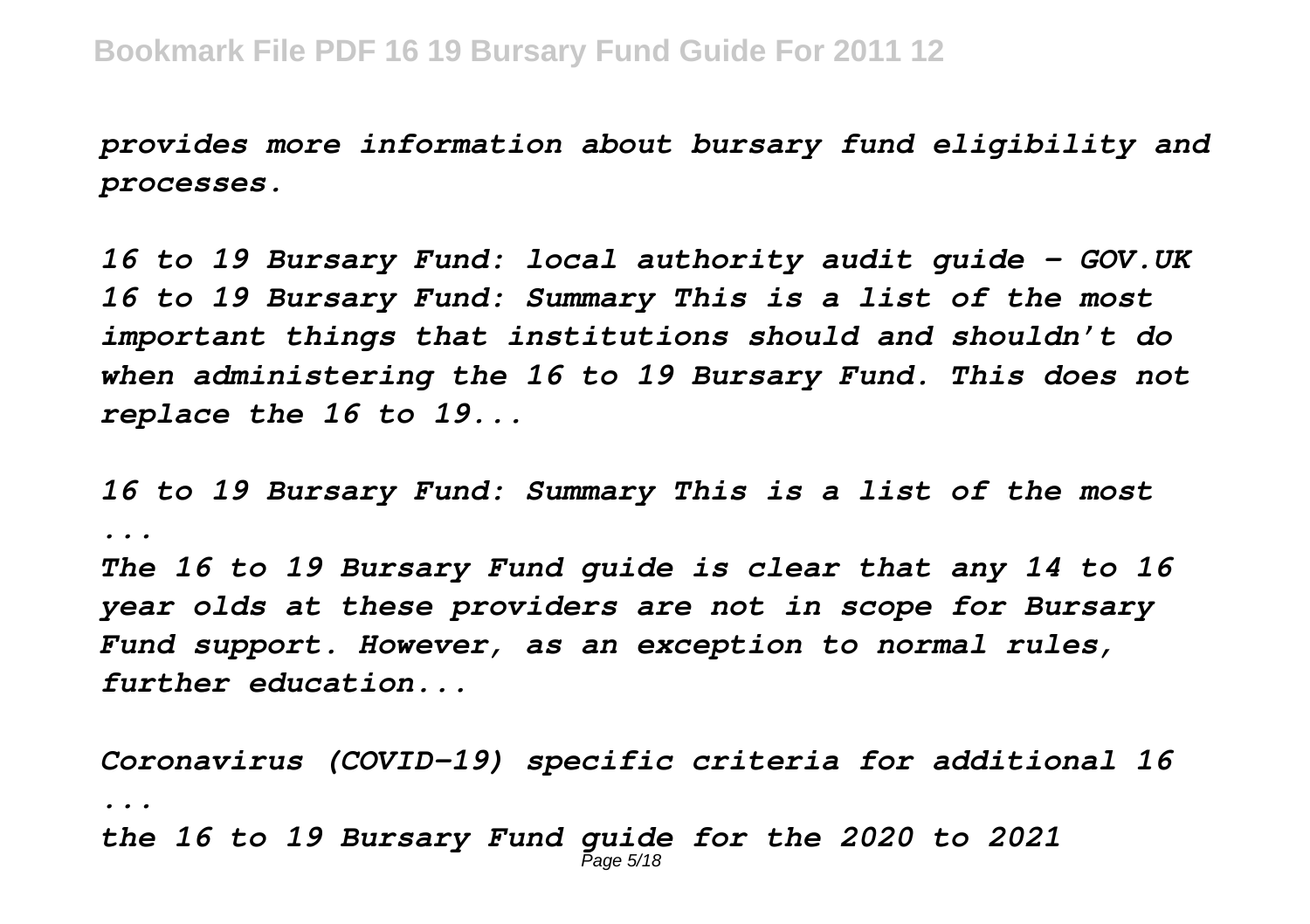*provides more information about bursary fund eligibility and processes.*

*16 to 19 Bursary Fund: local authority audit guide - GOV.UK 16 to 19 Bursary Fund: Summary This is a list of the most important things that institutions should and shouldn't do when administering the 16 to 19 Bursary Fund. This does not replace the 16 to 19...*

*16 to 19 Bursary Fund: Summary This is a list of the most ...*

*The 16 to 19 Bursary Fund guide is clear that any 14 to 16 year olds at these providers are not in scope for Bursary Fund support. However, as an exception to normal rules, further education...*

*Coronavirus (COVID-19) specific criteria for additional 16 ...*

*the 16 to 19 Bursary Fund guide for the 2020 to 2021*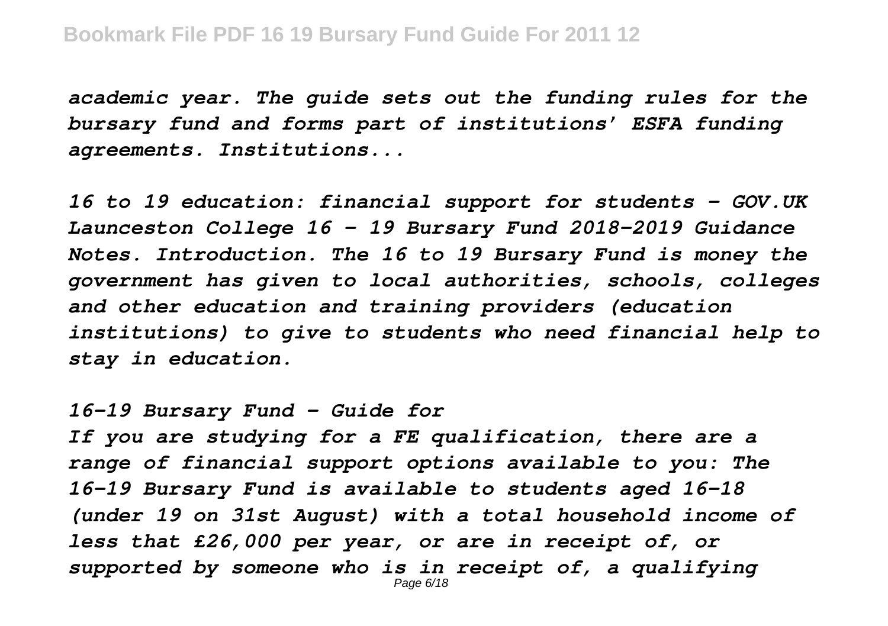*academic year. The guide sets out the funding rules for the bursary fund and forms part of institutions' ESFA funding agreements. Institutions...*

*16 to 19 education: financial support for students - GOV.UK Launceston College 16 - 19 Bursary Fund 2018-2019 Guidance Notes. Introduction. The 16 to 19 Bursary Fund is money the government has given to local authorities, schools, colleges and other education and training providers (education institutions) to give to students who need financial help to stay in education.*

*16-19 Bursary Fund - Guide for*

*If you are studying for a FE qualification, there are a range of financial support options available to you: The 16-19 Bursary Fund is available to students aged 16-18 (under 19 on 31st August) with a total household income of less that £26,000 per year, or are in receipt of, or supported by someone who is in receipt of, a qualifying*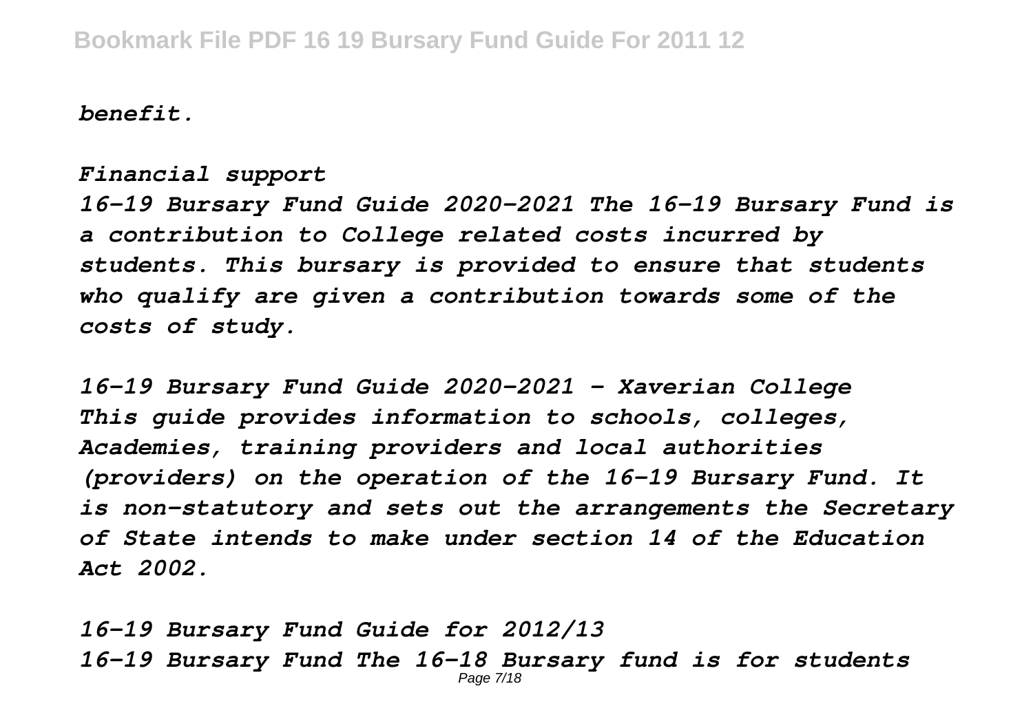*benefit.*

*Financial support*

*16-19 Bursary Fund Guide 2020-2021 The 16-19 Bursary Fund is a contribution to College related costs incurred by students. This bursary is provided to ensure that students who qualify are given a contribution towards some of the costs of study.*

*16-19 Bursary Fund Guide 2020-2021 - Xaverian College*

*This guide provides information to schools, colleges, Academies, training providers and local authorities (providers) on the operation of the 16-19 Bursary Fund. It is non-statutory and sets out the arrangements the Secretary of State intends to make under section 14 of the Education Act 2002.*

*16-19 Bursary Fund Guide for 2012/13*

*16-19 Bursary Fund The 16-18 Bursary fund is for students*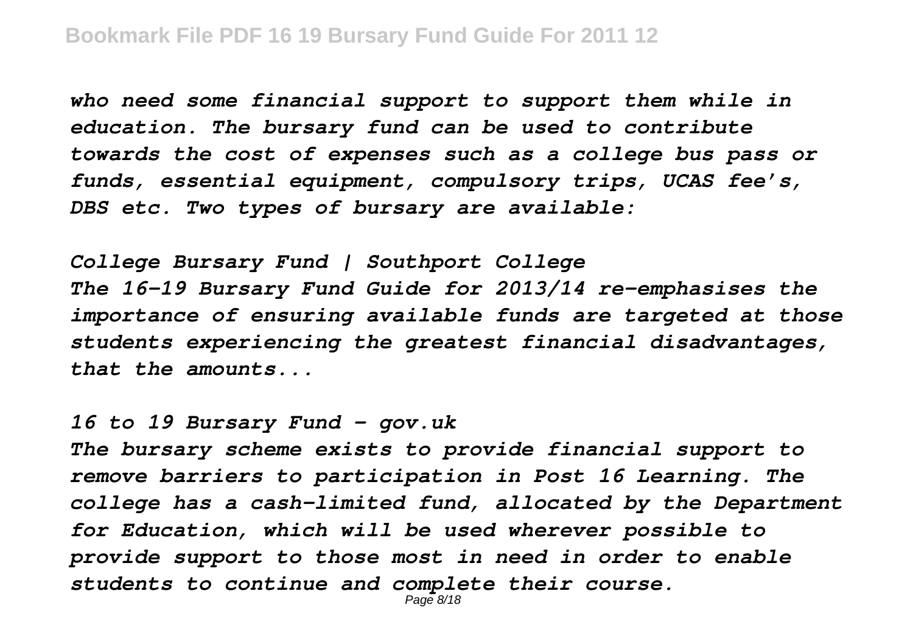*who need some financial support to support them while in education. The bursary fund can be used to contribute towards the cost of expenses such as a college bus pass or funds, essential equipment, compulsory trips, UCAS fee's, DBS etc. Two types of bursary are available:*

*College Bursary Fund | Southport College*
*The 16-19 Bursary Fund Guide for 2013/14 re-emphasises the importance of ensuring available funds are targeted at those students experiencing the greatest financial disadvantages, that the amounts...*

*16 to 19 Bursary Fund - gov.uk*
*The bursary scheme exists to provide financial support to remove barriers to participation in Post 16 Learning. The college has a cash-limited fund, allocated by the Department for Education, which will be used wherever possible to provide support to those most in need in order to enable students to continue and complete their course.*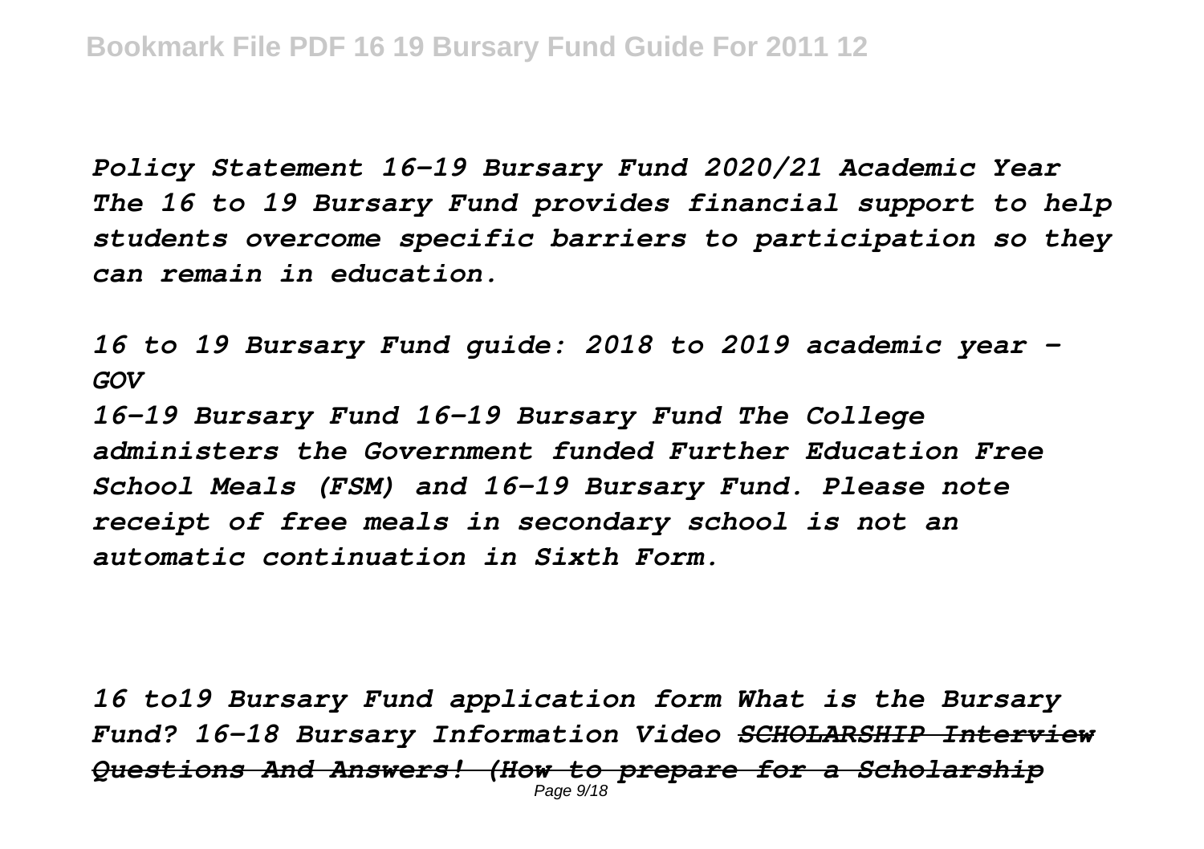*Policy Statement 16-19 Bursary Fund 2020/21 Academic Year The 16 to 19 Bursary Fund provides financial support to help students overcome specific barriers to participation so they can remain in education.*

*16 to 19 Bursary Fund guide: 2018 to 2019 academic year - GOV*

*16-19 Bursary Fund 16-19 Bursary Fund The College administers the Government funded Further Education Free School Meals (FSM) and 16-19 Bursary Fund. Please note receipt of free meals in secondary school is not an automatic continuation in Sixth Form.*

*16 to19 Bursary Fund application form What is the Bursary Fund? 16-18 Bursary Information Video ~~SCHOLARSHIP Interview Questions And Answers! (How to prepare for a Scholarship~~*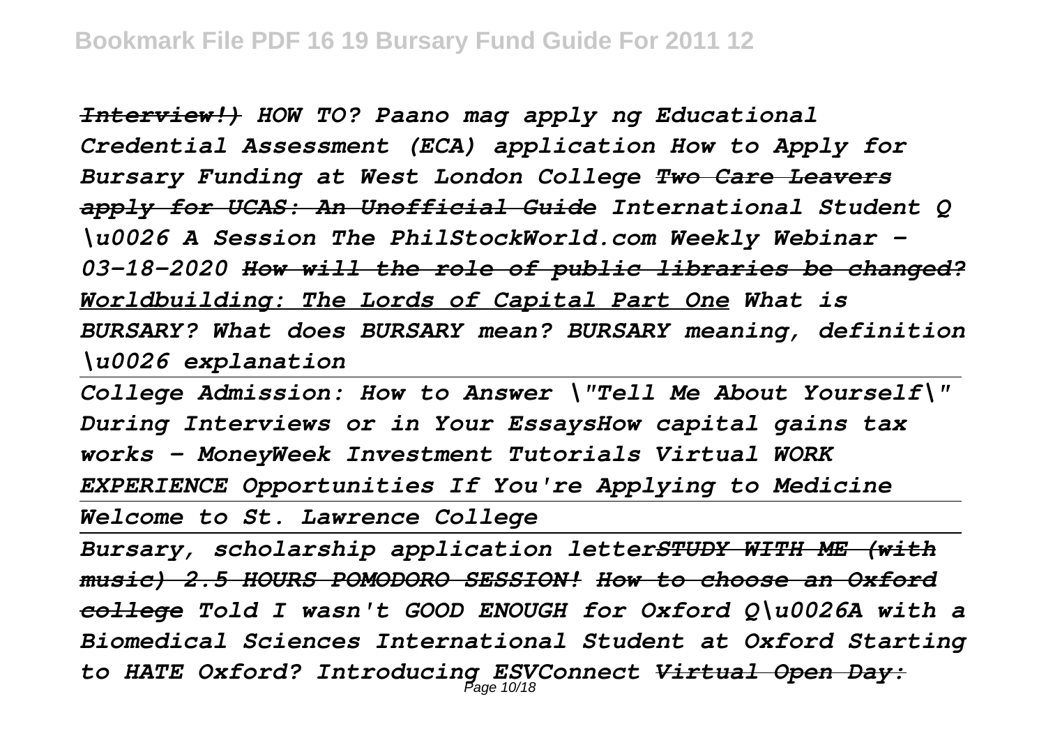*Interview!) HOW TO? Paano mag apply ng Educational Credential Assessment (ECA) application How to Apply for Bursary Funding at West London College Two Care Leavers apply for UCAS: An Unofficial Guide International Student Q \u0026 A Session The PhilStockWorld.com Weekly Webinar - 03-18-2020 How will the role of public libraries be changed? Worldbuilding: The Lords of Capital Part One What is BURSARY? What does BURSARY mean? BURSARY meaning, definition \u0026 explanation*

---

*College Admission: How to Answer \"Tell Me About Yourself\" During Interviews or in Your EssaysHow capital gains tax works - MoneyWeek Investment Tutorials Virtual WORK EXPERIENCE Opportunities If You're Applying to Medicine*

---

*Welcome to St. Lawrence College*

---

*Bursary, scholarship application letterSTUDY WITH ME (with music) 2.5 HOURS POMODORO SESSION! How to choose an Oxford college Told I wasn't GOOD ENOUGH for Oxford Q\u0026A with a Biomedical Sciences International Student at Oxford Starting to HATE Oxford? Introducing ESVConnect Virtual Open Day:*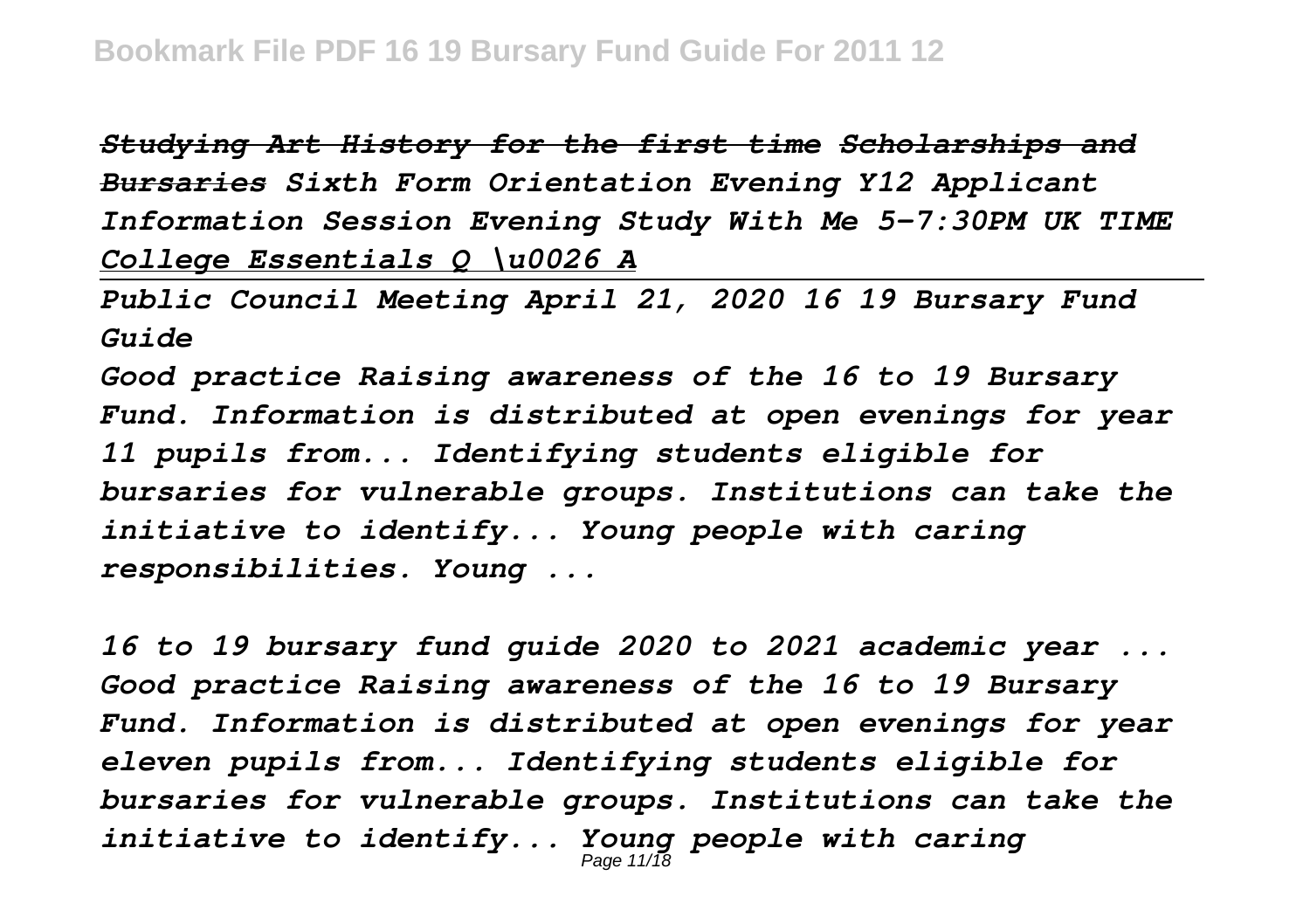*Studying Art History for the first time Scholarships and Bursaries Sixth Form Orientation Evening Y12 Applicant Information Session Evening Study With Me 5-7:30PM UK TIME College Essentials Q \u0026 A*

---

*Public Council Meeting April 21, 2020 16 19 Bursary Fund Guide*

*Good practice Raising awareness of the 16 to 19 Bursary Fund. Information is distributed at open evenings for year 11 pupils from... Identifying students eligible for bursaries for vulnerable groups. Institutions can take the initiative to identify... Young people with caring responsibilities. Young ...*

*16 to 19 bursary fund guide 2020 to 2021 academic year ...*
*Good practice Raising awareness of the 16 to 19 Bursary Fund. Information is distributed at open evenings for year eleven pupils from... Identifying students eligible for bursaries for vulnerable groups. Institutions can take the initiative to identify... Young people with caring*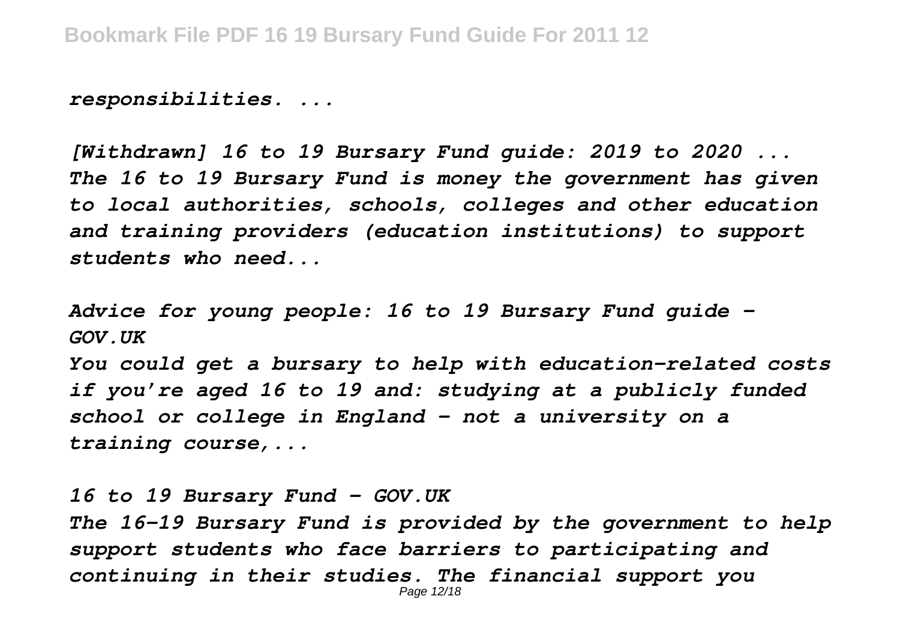*responsibilities. ...*

*[Withdrawn] 16 to 19 Bursary Fund guide: 2019 to 2020 ... The 16 to 19 Bursary Fund is money the government has given to local authorities, schools, colleges and other education and training providers (education institutions) to support students who need...*

*Advice for young people: 16 to 19 Bursary Fund guide - GOV.UK*

*You could get a bursary to help with education-related costs if you're aged 16 to 19 and: studying at a publicly funded school or college in England - not a university on a training course,...*

*16 to 19 Bursary Fund - GOV.UK*

*The 16-19 Bursary Fund is provided by the government to help support students who face barriers to participating and continuing in their studies. The financial support you*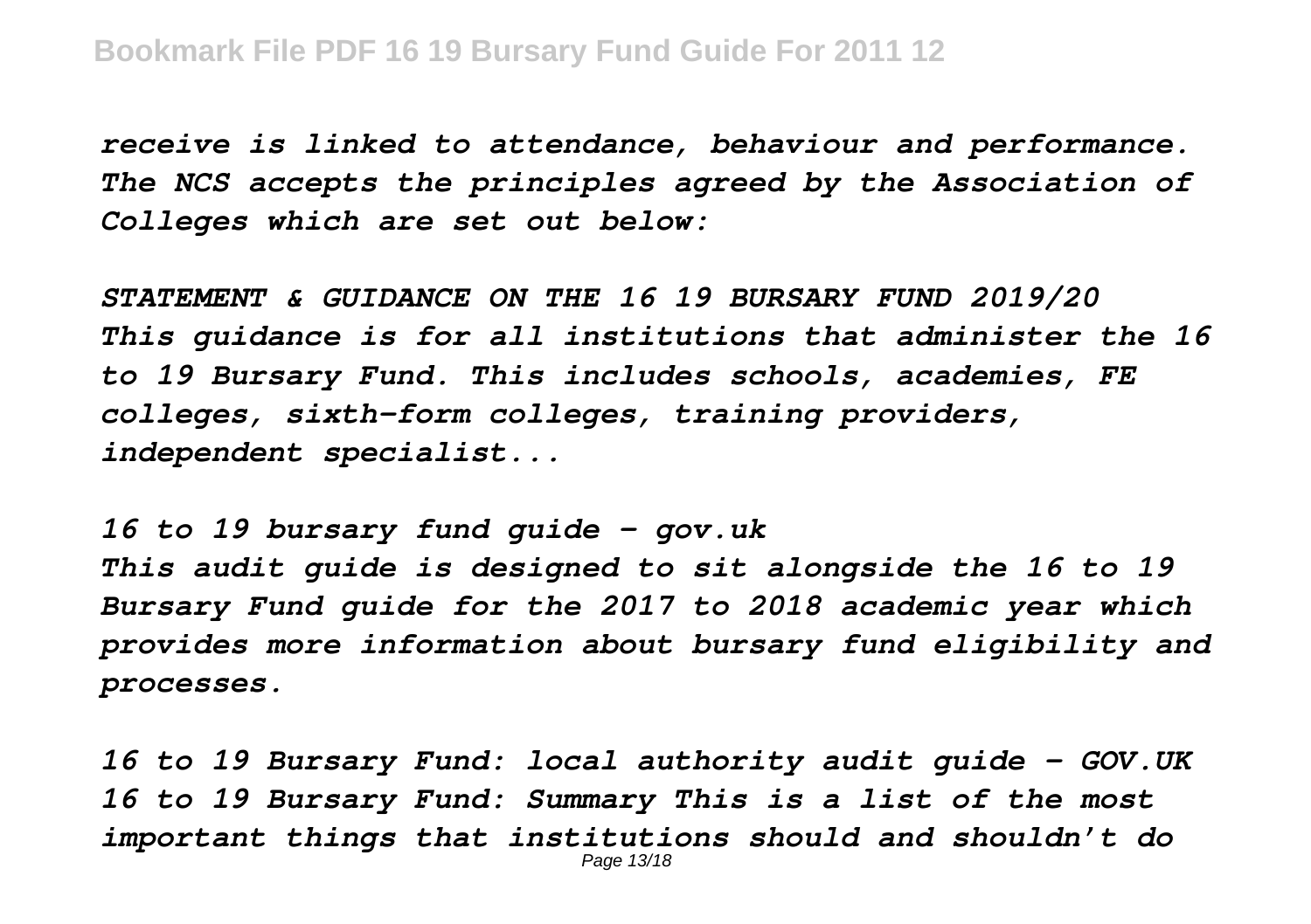*receive is linked to attendance, behaviour and performance. The NCS accepts the principles agreed by the Association of Colleges which are set out below:*

*STATEMENT & GUIDANCE ON THE 16 19 BURSARY FUND 2019/20 This guidance is for all institutions that administer the 16 to 19 Bursary Fund. This includes schools, academies, FE colleges, sixth-form colleges, training providers, independent specialist...*

*16 to 19 bursary fund guide - gov.uk This audit guide is designed to sit alongside the 16 to 19 Bursary Fund guide for the 2017 to 2018 academic year which provides more information about bursary fund eligibility and processes.*

*16 to 19 Bursary Fund: local authority audit guide - GOV.UK 16 to 19 Bursary Fund: Summary This is a list of the most important things that institutions should and shouldn't do*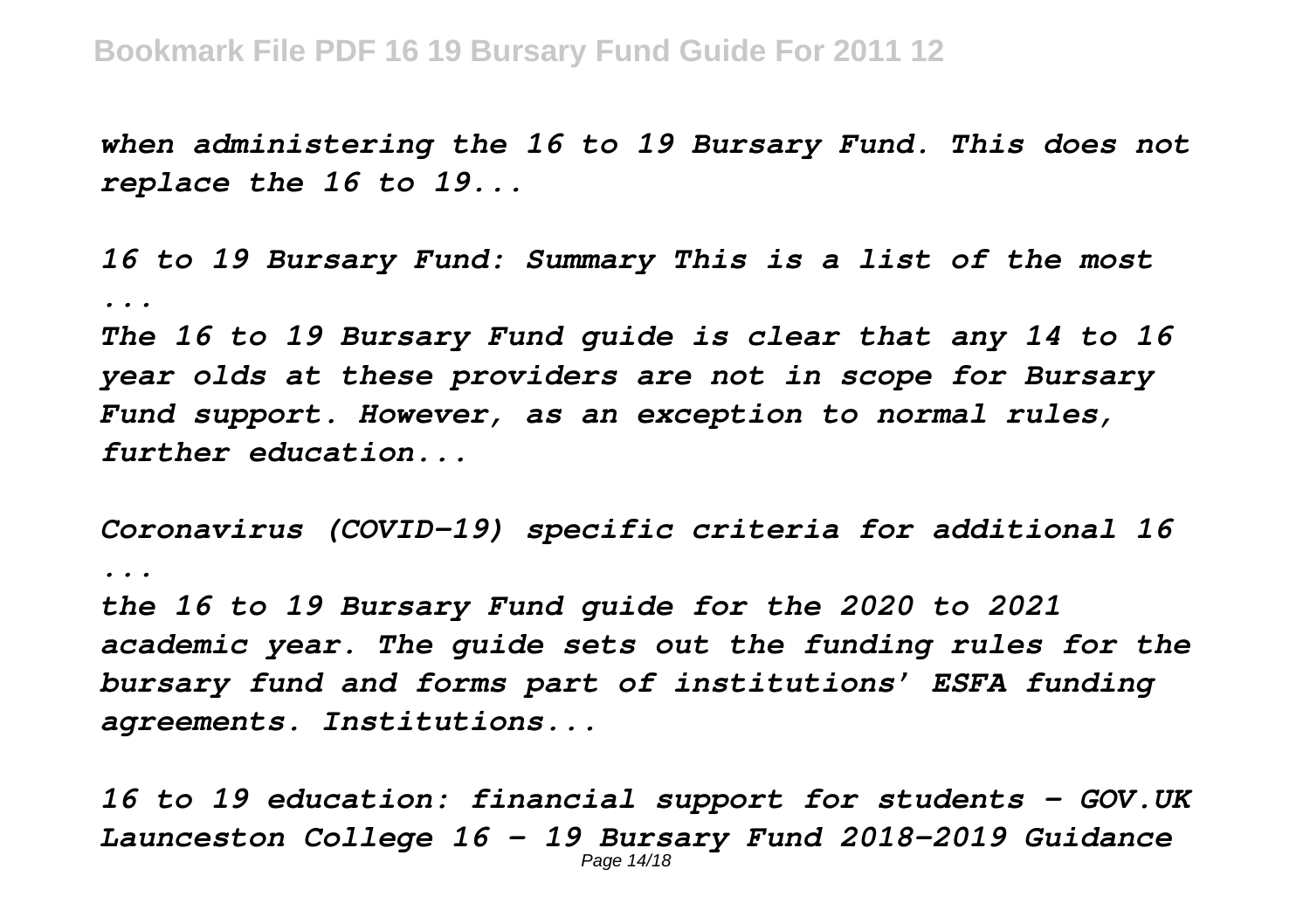*when administering the 16 to 19 Bursary Fund. This does not replace the 16 to 19...*

*16 to 19 Bursary Fund: Summary This is a list of the most ...*

*The 16 to 19 Bursary Fund guide is clear that any 14 to 16 year olds at these providers are not in scope for Bursary Fund support. However, as an exception to normal rules, further education...*

*Coronavirus (COVID-19) specific criteria for additional 16 ...*

*the 16 to 19 Bursary Fund guide for the 2020 to 2021 academic year. The guide sets out the funding rules for the bursary fund and forms part of institutions' ESFA funding agreements. Institutions...*

*16 to 19 education: financial support for students - GOV.UK*
*Launceston College 16 – 19 Bursary Fund 2018-2019 Guidance*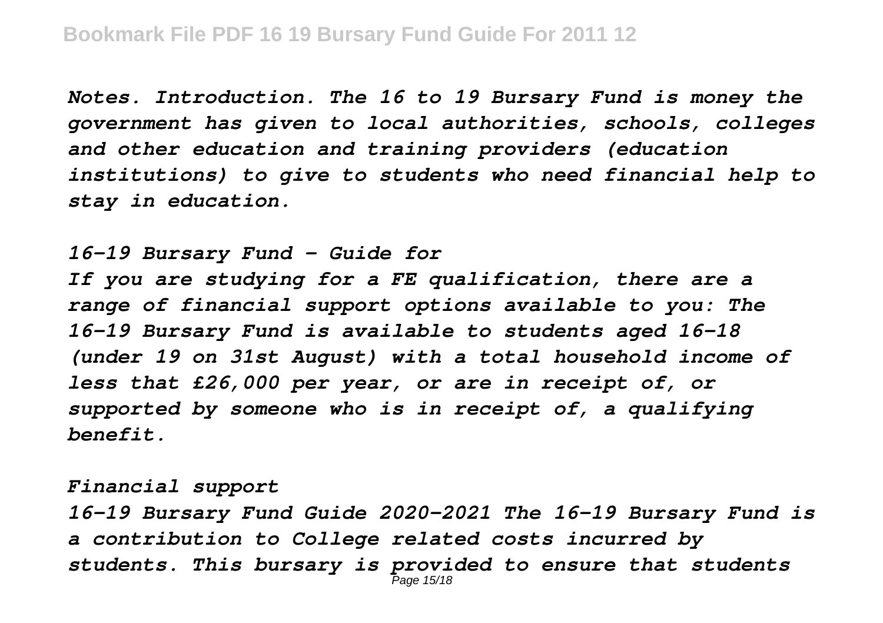*Notes. Introduction. The 16 to 19 Bursary Fund is money the government has given to local authorities, schools, colleges and other education and training providers (education institutions) to give to students who need financial help to stay in education.*

*16-19 Bursary Fund - Guide for*

*If you are studying for a FE qualification, there are a range of financial support options available to you: The 16-19 Bursary Fund is available to students aged 16-18 (under 19 on 31st August) with a total household income of less that £26,000 per year, or are in receipt of, or supported by someone who is in receipt of, a qualifying benefit.*

*Financial support*

*16-19 Bursary Fund Guide 2020-2021 The 16-19 Bursary Fund is a contribution to College related costs incurred by students. This bursary is provided to ensure that students*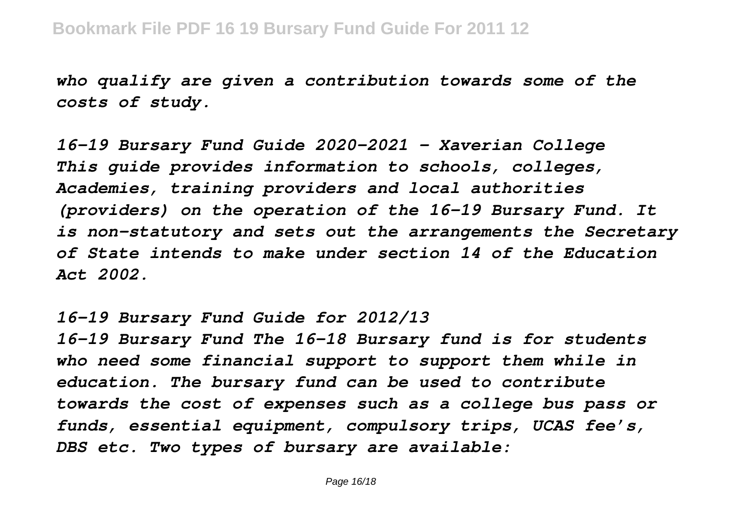*who qualify are given a contribution towards some of the costs of study.*

*16-19 Bursary Fund Guide 2020-2021 - Xaverian College*
*This guide provides information to schools, colleges, Academies, training providers and local authorities (providers) on the operation of the 16-19 Bursary Fund. It is non-statutory and sets out the arrangements the Secretary of State intends to make under section 14 of the Education Act 2002.*

*16-19 Bursary Fund Guide for 2012/13*
*16-19 Bursary Fund The 16-18 Bursary fund is for students who need some financial support to support them while in education. The bursary fund can be used to contribute towards the cost of expenses such as a college bus pass or funds, essential equipment, compulsory trips, UCAS fee's, DBS etc. Two types of bursary are available:*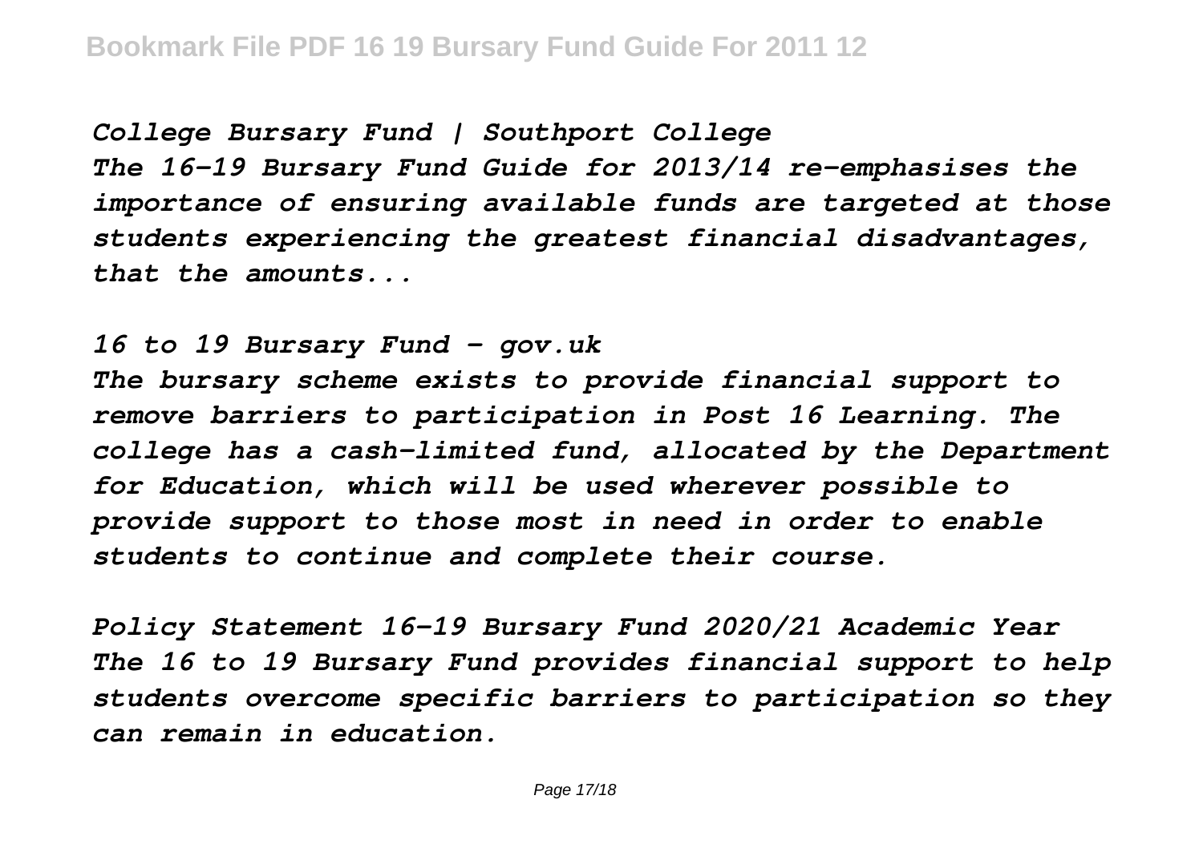*College Bursary Fund | Southport College*
*The 16-19 Bursary Fund Guide for 2013/14 re-emphasises the importance of ensuring available funds are targeted at those students experiencing the greatest financial disadvantages, that the amounts...*

*16 to 19 Bursary Fund - gov.uk*
*The bursary scheme exists to provide financial support to remove barriers to participation in Post 16 Learning. The college has a cash-limited fund, allocated by the Department for Education, which will be used wherever possible to provide support to those most in need in order to enable students to continue and complete their course.*

*Policy Statement 16-19 Bursary Fund 2020/21 Academic Year*
*The 16 to 19 Bursary Fund provides financial support to help students overcome specific barriers to participation so they can remain in education.*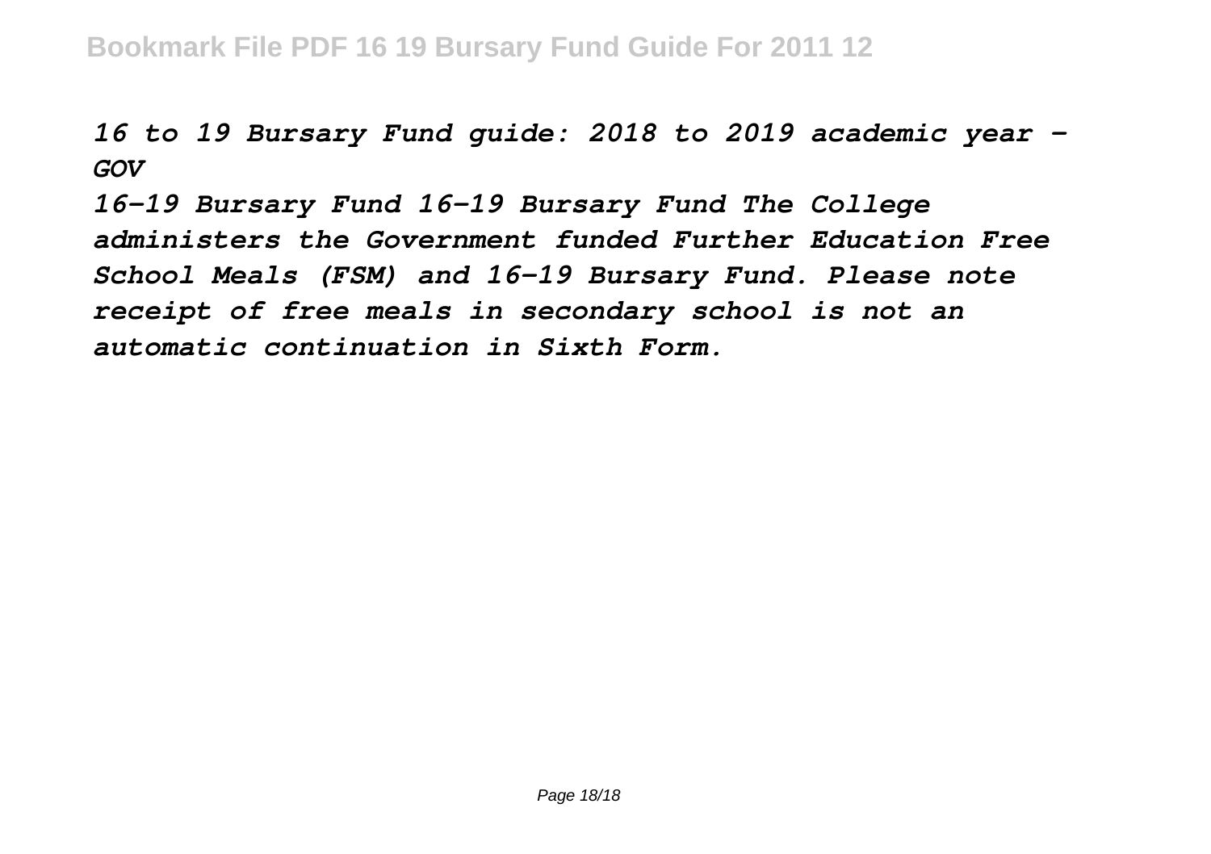*16 to 19 Bursary Fund guide: 2018 to 2019 academic year - GOV*

*16-19 Bursary Fund 16-19 Bursary Fund The College administers the Government funded Further Education Free School Meals (FSM) and 16-19 Bursary Fund. Please note receipt of free meals in secondary school is not an automatic continuation in Sixth Form.*